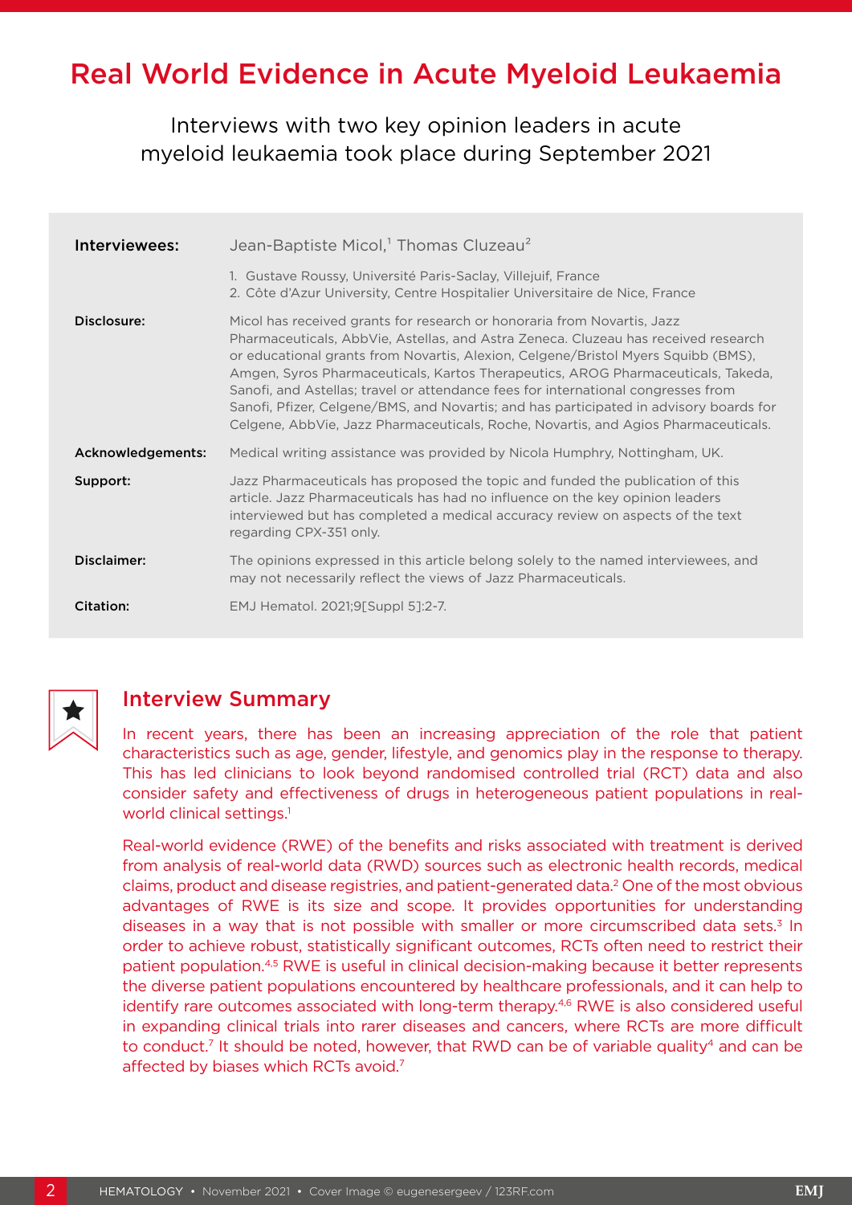# Real World Evidence in Acute Myeloid Leukaemia

Interviews with two key opinion leaders in acute myeloid leukaemia took place during September 2021

**Interviewees:** Jean-Baptiste Micol,[1] Thomas Cluzeau[2]

1. Gustave Roussy, Université Paris-Saclay, Villejuif, France
2. Côte d'Azur University, Centre Hospitalier Universitaire de Nice, France

**Disclosure:** Micol has received grants for research or honoraria from Novartis, Jazz Pharmaceuticals, AbbVie, Astellas, and Astra Zeneca. Cluzeau has received research or educational grants from Novartis, Alexion, Celgene/Bristol Myers Squibb (BMS), Amgen, Syros Pharmaceuticals, Kartos Therapeutics, AROG Pharmaceuticals, Takeda, Sanofi, and Astellas; travel or attendance fees for international congresses from Sanofi, Pfizer, Celgene/BMS, and Novartis; and has participated in advisory boards for Celgene, AbbVie, Jazz Pharmaceuticals, Roche, Novartis, and Agios Pharmaceuticals.

**Acknowledgements:** Medical writing assistance was provided by Nicola Humphry, Nottingham, UK.

**Support:** Jazz Pharmaceuticals has proposed the topic and funded the publication of this article. Jazz Pharmaceuticals has had no influence on the key opinion leaders interviewed but has completed a medical accuracy review on aspects of the text regarding CPX-351 only.

**Disclaimer:** The opinions expressed in this article belong solely to the named interviewees, and may not necessarily reflect the views of Jazz Pharmaceuticals.

**Citation:** EMJ Hematol. 2021;9[Suppl 5]:2-7.

## Interview Summary

In recent years, there has been an increasing appreciation of the role that patient characteristics such as age, gender, lifestyle, and genomics play in the response to therapy. This has led clinicians to look beyond randomised controlled trial (RCT) data and also consider safety and effectiveness of drugs in heterogeneous patient populations in real-world clinical settings.[1]

Real-world evidence (RWE) of the benefits and risks associated with treatment is derived from analysis of real-world data (RWD) sources such as electronic health records, medical claims, product and disease registries, and patient-generated data.[2] One of the most obvious advantages of RWE is its size and scope. It provides opportunities for understanding diseases in a way that is not possible with smaller or more circumscribed data sets.[3] In order to achieve robust, statistically significant outcomes, RCTs often need to restrict their patient population.[4,5] RWE is useful in clinical decision-making because it better represents the diverse patient populations encountered by healthcare professionals, and it can help to identify rare outcomes associated with long-term therapy.[4,6] RWE is also considered useful in expanding clinical trials into rarer diseases and cancers, where RCTs are more difficult to conduct.[7] It should be noted, however, that RWD can be of variable quality[4] and can be affected by biases which RCTs avoid.[7]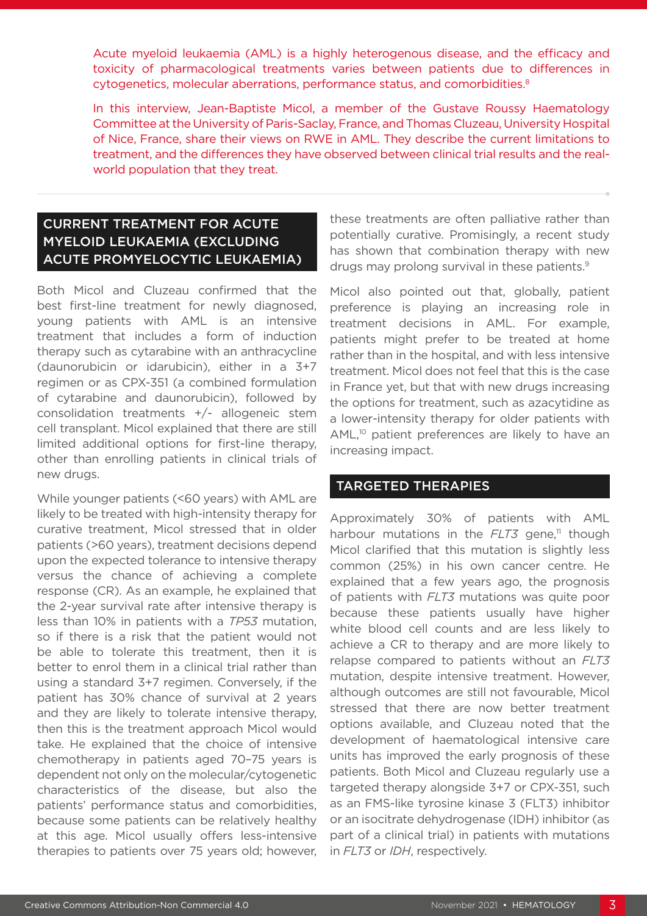Acute myeloid leukaemia (AML) is a highly heterogenous disease, and the efficacy and toxicity of pharmacological treatments varies between patients due to differences in cytogenetics, molecular aberrations, performance status, and comorbidities.[8]

In this interview, Jean-Baptiste Micol, a member of the Gustave Roussy Haematology Committee at the University of Paris-Saclay, France, and Thomas Cluzeau, University Hospital of Nice, France, share their views on RWE in AML. They describe the current limitations to treatment, and the differences they have observed between clinical trial results and the real-world population that they treat.

## CURRENT TREATMENT FOR ACUTE MYELOID LEUKAEMIA (EXCLUDING ACUTE PROMYELOCYTIC LEUKAEMIA)

Both Micol and Cluzeau confirmed that the best first-line treatment for newly diagnosed, young patients with AML is an intensive treatment that includes a form of induction therapy such as cytarabine with an anthracycline (daunorubicin or idarubicin), either in a 3+7 regimen or as CPX-351 (a combined formulation of cytarabine and daunorubicin), followed by consolidation treatments +/- allogeneic stem cell transplant. Micol explained that there are still limited additional options for first-line therapy, other than enrolling patients in clinical trials of new drugs.

While younger patients (<60 years) with AML are likely to be treated with high-intensity therapy for curative treatment, Micol stressed that in older patients (>60 years), treatment decisions depend upon the expected tolerance to intensive therapy versus the chance of achieving a complete response (CR). As an example, he explained that the 2-year survival rate after intensive therapy is less than 10% in patients with a *TP53* mutation, so if there is a risk that the patient would not be able to tolerate this treatment, then it is better to enrol them in a clinical trial rather than using a standard 3+7 regimen. Conversely, if the patient has 30% chance of survival at 2 years and they are likely to tolerate intensive therapy, then this is the treatment approach Micol would take. He explained that the choice of intensive chemotherapy in patients aged 70–75 years is dependent not only on the molecular/cytogenetic characteristics of the disease, but also the patients' performance status and comorbidities, because some patients can be relatively healthy at this age. Micol usually offers less-intensive therapies to patients over 75 years old; however, these treatments are often palliative rather than potentially curative. Promisingly, a recent study has shown that combination therapy with new drugs may prolong survival in these patients.[9]

Micol also pointed out that, globally, patient preference is playing an increasing role in treatment decisions in AML. For example, patients might prefer to be treated at home rather than in the hospital, and with less intensive treatment. Micol does not feel that this is the case in France yet, but that with new drugs increasing the options for treatment, such as azacytidine as a lower-intensity therapy for older patients with AML,[10] patient preferences are likely to have an increasing impact.

## TARGETED THERAPIES

Approximately 30% of patients with AML harbour mutations in the *FLT3* gene,[11] though Micol clarified that this mutation is slightly less common (25%) in his own cancer centre. He explained that a few years ago, the prognosis of patients with *FLT3* mutations was quite poor because these patients usually have higher white blood cell counts and are less likely to achieve a CR to therapy and are more likely to relapse compared to patients without an *FLT3* mutation, despite intensive treatment. However, although outcomes are still not favourable, Micol stressed that there are now better treatment options available, and Cluzeau noted that the development of haematological intensive care units has improved the early prognosis of these patients. Both Micol and Cluzeau regularly use a targeted therapy alongside 3+7 or CPX-351, such as an FMS-like tyrosine kinase 3 (FLT3) inhibitor or an isocitrate dehydrogenase (IDH) inhibitor (as part of a clinical trial) in patients with mutations in *FLT3* or *IDH*, respectively.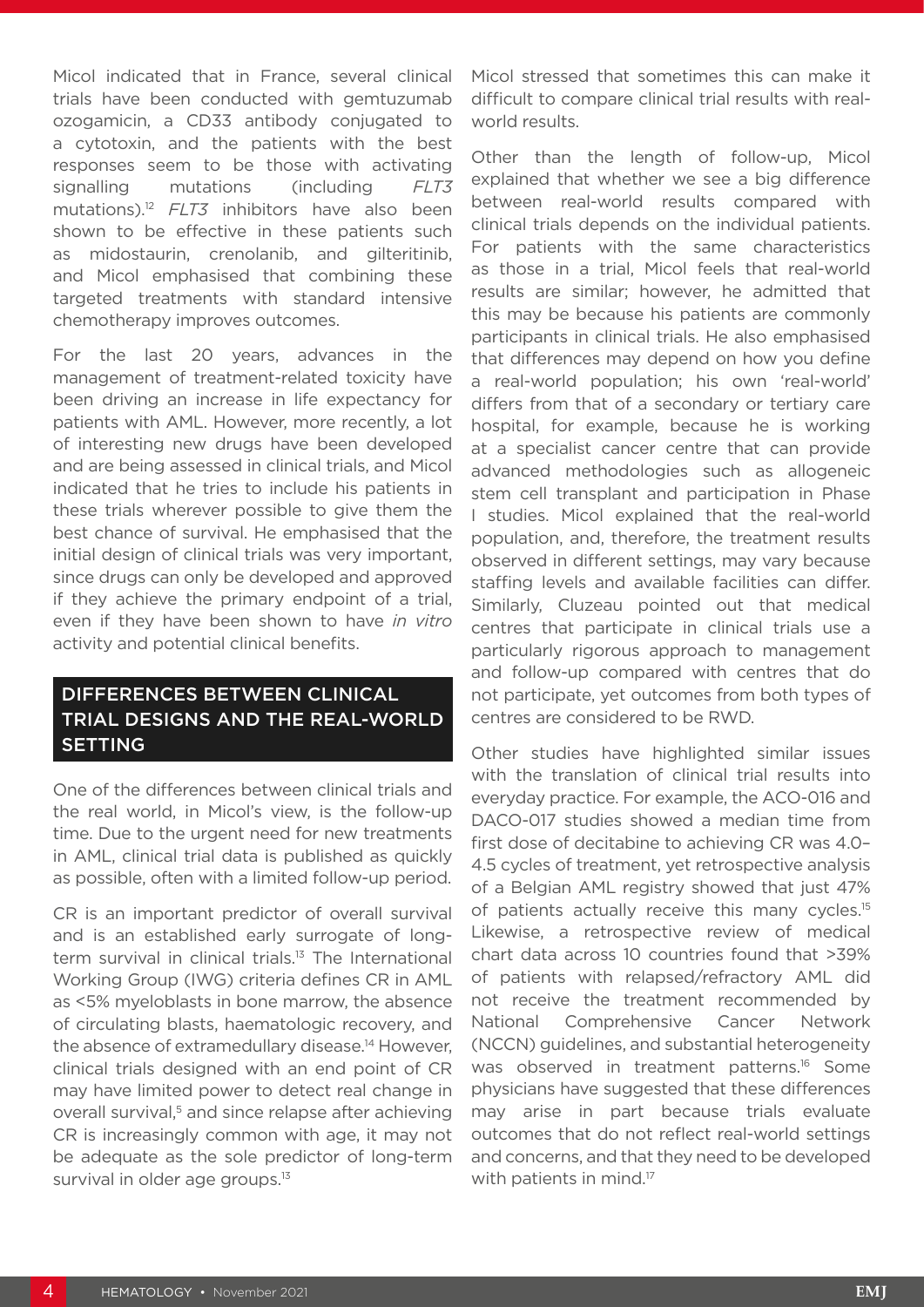Micol indicated that in France, several clinical trials have been conducted with gemtuzumab ozogamicin, a CD33 antibody conjugated to a cytotoxin, and the patients with the best responses seem to be those with activating signalling mutations (including *FLT3* mutations).[12] *FLT3* inhibitors have also been shown to be effective in these patients such as midostaurin, crenolanib, and gilteritinib, and Micol emphasised that combining these targeted treatments with standard intensive chemotherapy improves outcomes.

For the last 20 years, advances in the management of treatment-related toxicity have been driving an increase in life expectancy for patients with AML. However, more recently, a lot of interesting new drugs have been developed and are being assessed in clinical trials, and Micol indicated that he tries to include his patients in these trials wherever possible to give them the best chance of survival. He emphasised that the initial design of clinical trials was very important, since drugs can only be developed and approved if they achieve the primary endpoint of a trial, even if they have been shown to have *in vitro* activity and potential clinical benefits.

## DIFFERENCES BETWEEN CLINICAL TRIAL DESIGNS AND THE REAL-WORLD SETTING

One of the differences between clinical trials and the real world, in Micol's view, is the follow-up time. Due to the urgent need for new treatments in AML, clinical trial data is published as quickly as possible, often with a limited follow-up period.

CR is an important predictor of overall survival and is an established early surrogate of long-term survival in clinical trials.[13] The International Working Group (IWG) criteria defines CR in AML as <5% myeloblasts in bone marrow, the absence of circulating blasts, haematologic recovery, and the absence of extramedullary disease.[14] However, clinical trials designed with an end point of CR may have limited power to detect real change in overall survival,[5] and since relapse after achieving CR is increasingly common with age, it may not be adequate as the sole predictor of long-term survival in older age groups.[13]

Micol stressed that sometimes this can make it difficult to compare clinical trial results with real-world results.

Other than the length of follow-up, Micol explained that whether we see a big difference between real-world results compared with clinical trials depends on the individual patients. For patients with the same characteristics as those in a trial, Micol feels that real-world results are similar; however, he admitted that this may be because his patients are commonly participants in clinical trials. He also emphasised that differences may depend on how you define a real-world population; his own 'real-world' differs from that of a secondary or tertiary care hospital, for example, because he is working at a specialist cancer centre that can provide advanced methodologies such as allogeneic stem cell transplant and participation in Phase I studies. Micol explained that the real-world population, and, therefore, the treatment results observed in different settings, may vary because staffing levels and available facilities can differ. Similarly, Cluzeau pointed out that medical centres that participate in clinical trials use a particularly rigorous approach to management and follow-up compared with centres that do not participate, yet outcomes from both types of centres are considered to be RWD.

Other studies have highlighted similar issues with the translation of clinical trial results into everyday practice. For example, the ACO-016 and DACO-017 studies showed a median time from first dose of decitabine to achieving CR was 4.0–4.5 cycles of treatment, yet retrospective analysis of a Belgian AML registry showed that just 47% of patients actually receive this many cycles.[15] Likewise, a retrospective review of medical chart data across 10 countries found that >39% of patients with relapsed/refractory AML did not receive the treatment recommended by National Comprehensive Cancer Network (NCCN) guidelines, and substantial heterogeneity was observed in treatment patterns.[16] Some physicians have suggested that these differences may arise in part because trials evaluate outcomes that do not reflect real-world settings and concerns, and that they need to be developed with patients in mind.[17]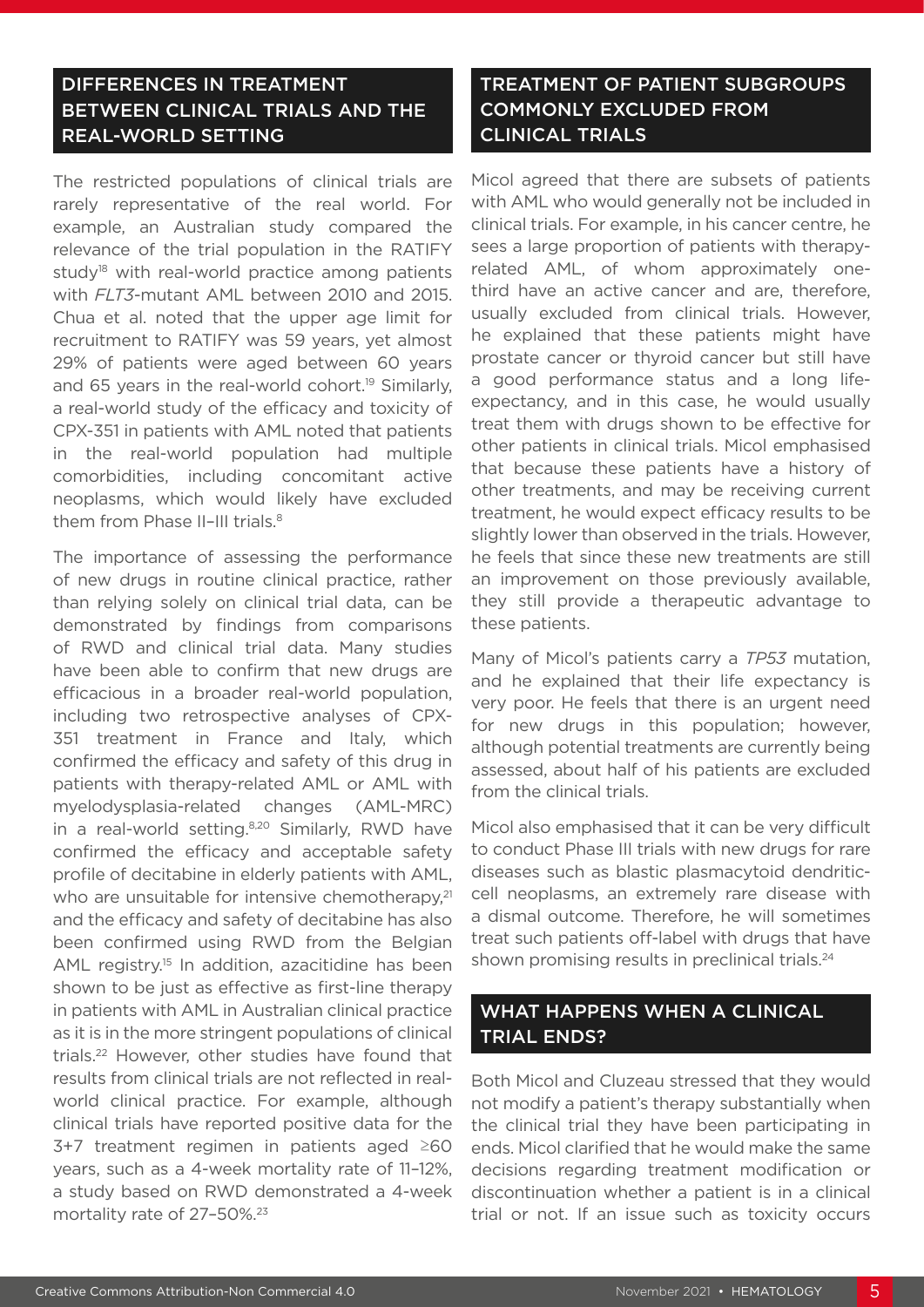## DIFFERENCES IN TREATMENT BETWEEN CLINICAL TRIALS AND THE REAL-WORLD SETTING

The restricted populations of clinical trials are rarely representative of the real world. For example, an Australian study compared the relevance of the trial population in the RATIFY study[18] with real-world practice among patients with *FLT3*-mutant AML between 2010 and 2015. Chua et al. noted that the upper age limit for recruitment to RATIFY was 59 years, yet almost 29% of patients were aged between 60 years and 65 years in the real-world cohort.[19] Similarly, a real-world study of the efficacy and toxicity of CPX-351 in patients with AML noted that patients in the real-world population had multiple comorbidities, including concomitant active neoplasms, which would likely have excluded them from Phase II–III trials.[8]

The importance of assessing the performance of new drugs in routine clinical practice, rather than relying solely on clinical trial data, can be demonstrated by findings from comparisons of RWD and clinical trial data. Many studies have been able to confirm that new drugs are efficacious in a broader real-world population, including two retrospective analyses of CPX-351 treatment in France and Italy, which confirmed the efficacy and safety of this drug in patients with therapy-related AML or AML with myelodysplasia-related changes (AML-MRC) in a real-world setting.[8,20] Similarly, RWD have confirmed the efficacy and acceptable safety profile of decitabine in elderly patients with AML, who are unsuitable for intensive chemotherapy,[21] and the efficacy and safety of decitabine has also been confirmed using RWD from the Belgian AML registry.[15] In addition, azacitidine has been shown to be just as effective as first-line therapy in patients with AML in Australian clinical practice as it is in the more stringent populations of clinical trials.[22] However, other studies have found that results from clinical trials are not reflected in real-world clinical practice. For example, although clinical trials have reported positive data for the 3+7 treatment regimen in patients aged ≥60 years, such as a 4-week mortality rate of 11–12%, a study based on RWD demonstrated a 4-week mortality rate of 27–50%.[23]

## TREATMENT OF PATIENT SUBGROUPS COMMONLY EXCLUDED FROM CLINICAL TRIALS

Micol agreed that there are subsets of patients with AML who would generally not be included in clinical trials. For example, in his cancer centre, he sees a large proportion of patients with therapy-related AML, of whom approximately one-third have an active cancer and are, therefore, usually excluded from clinical trials. However, he explained that these patients might have prostate cancer or thyroid cancer but still have a good performance status and a long life-expectancy, and in this case, he would usually treat them with drugs shown to be effective for other patients in clinical trials. Micol emphasised that because these patients have a history of other treatments, and may be receiving current treatment, he would expect efficacy results to be slightly lower than observed in the trials. However, he feels that since these new treatments are still an improvement on those previously available, they still provide a therapeutic advantage to these patients.

Many of Micol's patients carry a *TP53* mutation, and he explained that their life expectancy is very poor. He feels that there is an urgent need for new drugs in this population; however, although potential treatments are currently being assessed, about half of his patients are excluded from the clinical trials.

Micol also emphasised that it can be very difficult to conduct Phase III trials with new drugs for rare diseases such as blastic plasmacytoid dendritic-cell neoplasms, an extremely rare disease with a dismal outcome. Therefore, he will sometimes treat such patients off-label with drugs that have shown promising results in preclinical trials.[24]

## WHAT HAPPENS WHEN A CLINICAL TRIAL ENDS?

Both Micol and Cluzeau stressed that they would not modify a patient's therapy substantially when the clinical trial they have been participating in ends. Micol clarified that he would make the same decisions regarding treatment modification or discontinuation whether a patient is in a clinical trial or not. If an issue such as toxicity occurs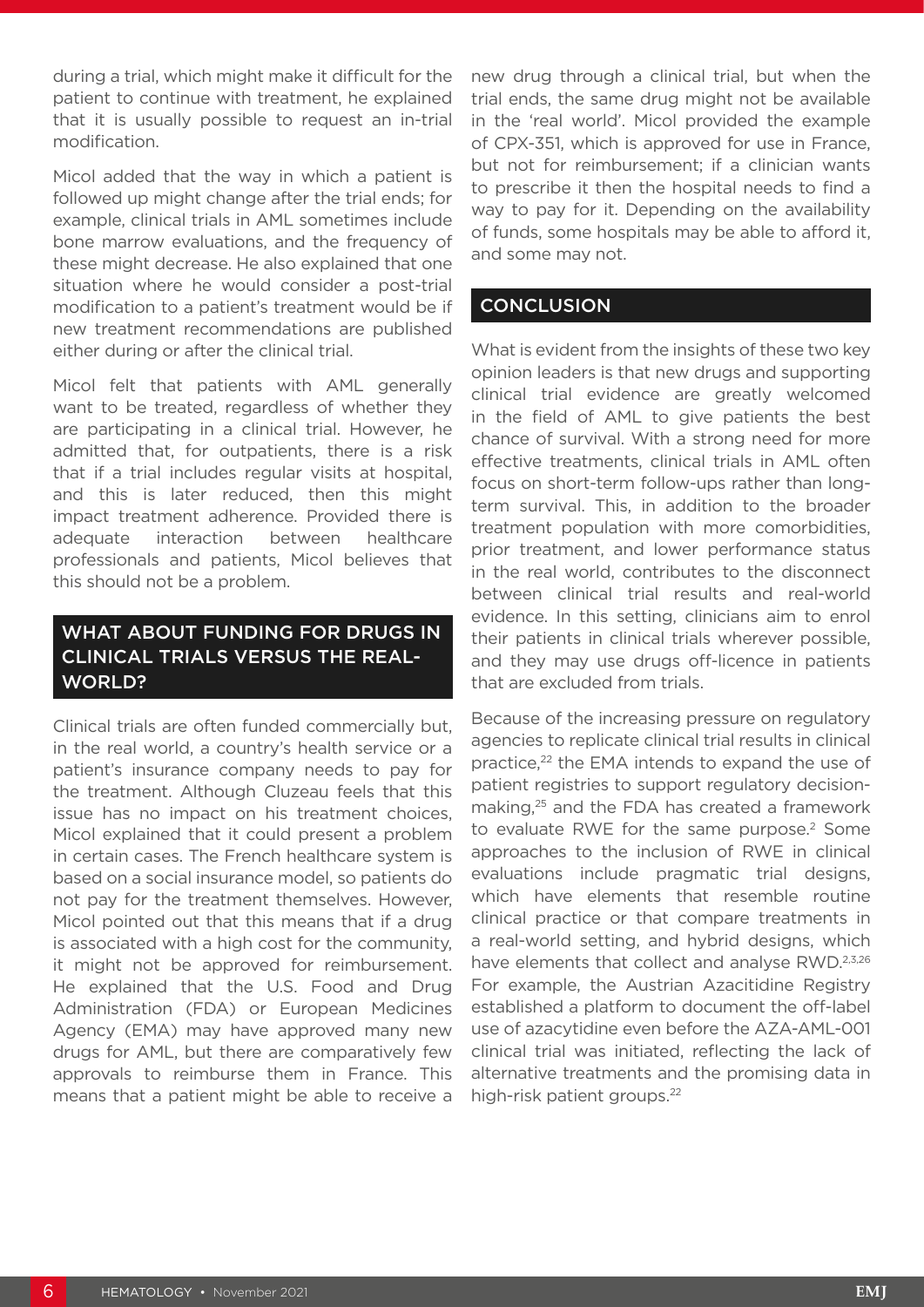during a trial, which might make it difficult for the patient to continue with treatment, he explained that it is usually possible to request an in-trial modification.

Micol added that the way in which a patient is followed up might change after the trial ends; for example, clinical trials in AML sometimes include bone marrow evaluations, and the frequency of these might decrease. He also explained that one situation where he would consider a post-trial modification to a patient's treatment would be if new treatment recommendations are published either during or after the clinical trial.

Micol felt that patients with AML generally want to be treated, regardless of whether they are participating in a clinical trial. However, he admitted that, for outpatients, there is a risk that if a trial includes regular visits at hospital, and this is later reduced, then this might impact treatment adherence. Provided there is adequate interaction between healthcare professionals and patients, Micol believes that this should not be a problem.

## WHAT ABOUT FUNDING FOR DRUGS IN CLINICAL TRIALS VERSUS THE REAL-WORLD?

Clinical trials are often funded commercially but, in the real world, a country's health service or a patient's insurance company needs to pay for the treatment. Although Cluzeau feels that this issue has no impact on his treatment choices, Micol explained that it could present a problem in certain cases. The French healthcare system is based on a social insurance model, so patients do not pay for the treatment themselves. However, Micol pointed out that this means that if a drug is associated with a high cost for the community, it might not be approved for reimbursement. He explained that the U.S. Food and Drug Administration (FDA) or European Medicines Agency (EMA) may have approved many new drugs for AML, but there are comparatively few approvals to reimburse them in France. This means that a patient might be able to receive a new drug through a clinical trial, but when the trial ends, the same drug might not be available in the 'real world'. Micol provided the example of CPX-351, which is approved for use in France, but not for reimbursement; if a clinician wants to prescribe it then the hospital needs to find a way to pay for it. Depending on the availability of funds, some hospitals may be able to afford it, and some may not.

## CONCLUSION

What is evident from the insights of these two key opinion leaders is that new drugs and supporting clinical trial evidence are greatly welcomed in the field of AML to give patients the best chance of survival. With a strong need for more effective treatments, clinical trials in AML often focus on short-term follow-ups rather than long-term survival. This, in addition to the broader treatment population with more comorbidities, prior treatment, and lower performance status in the real world, contributes to the disconnect between clinical trial results and real-world evidence. In this setting, clinicians aim to enrol their patients in clinical trials wherever possible, and they may use drugs off-licence in patients that are excluded from trials.

Because of the increasing pressure on regulatory agencies to replicate clinical trial results in clinical practice,[22] the EMA intends to expand the use of patient registries to support regulatory decision-making,[25] and the FDA has created a framework to evaluate RWE for the same purpose.[2] Some approaches to the inclusion of RWE in clinical evaluations include pragmatic trial designs, which have elements that resemble routine clinical practice or that compare treatments in a real-world setting, and hybrid designs, which have elements that collect and analyse RWD.[2,3,26] For example, the Austrian Azacitidine Registry established a platform to document the off-label use of azacytidine even before the AZA-AML-001 clinical trial was initiated, reflecting the lack of alternative treatments and the promising data in high-risk patient groups.[22]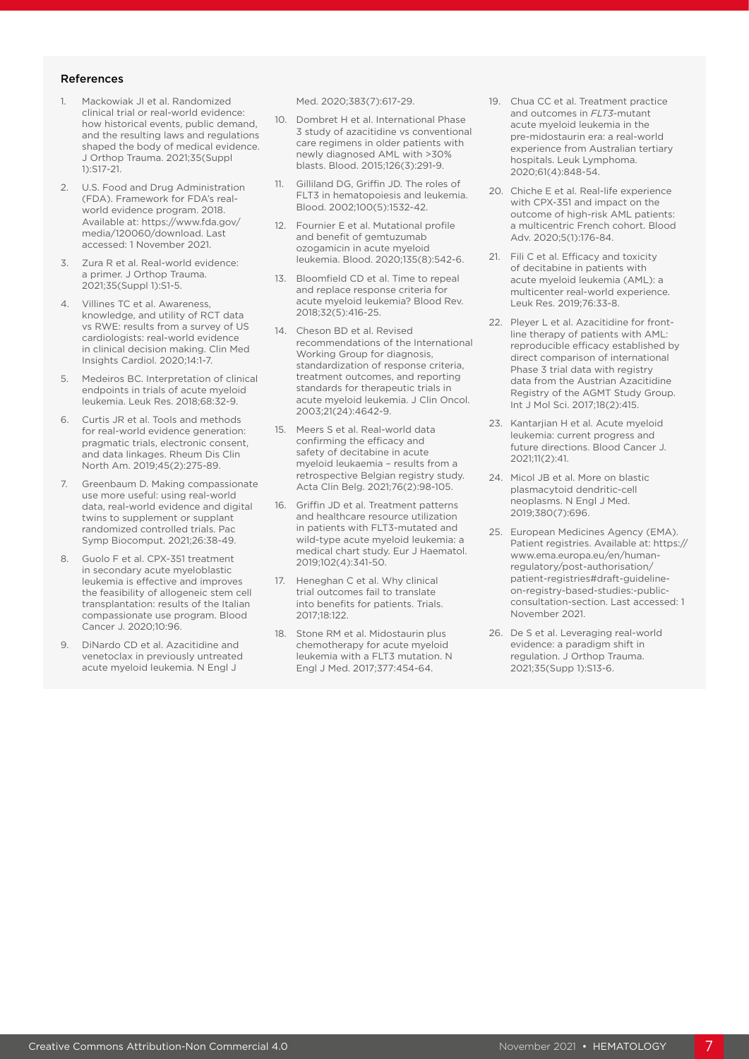## References

1. Mackowiak JI et al. Randomized clinical trial or real-world evidence: how historical events, public demand, and the resulting laws and regulations shaped the body of medical evidence. J Orthop Trauma. 2021;35(Suppl 1):S17-21.
2. U.S. Food and Drug Administration (FDA). Framework for FDA's real-world evidence program. 2018. Available at: https://www.fda.gov/media/120060/download. Last accessed: 1 November 2021.
3. Zura R et al. Real-world evidence: a primer. J Orthop Trauma. 2021;35(Suppl 1):S1-5.
4. Villines TC et al. Awareness, knowledge, and utility of RCT data vs RWE: results from a survey of US cardiologists: real-world evidence in clinical decision making. Clin Med Insights Cardiol. 2020;14:1-7.
5. Medeiros BC. Interpretation of clinical endpoints in trials of acute myeloid leukemia. Leuk Res. 2018;68:32-9.
6. Curtis JR et al. Tools and methods for real-world evidence generation: pragmatic trials, electronic consent, and data linkages. Rheum Dis Clin North Am. 2019;45(2):275-89.
7. Greenbaum D. Making compassionate use more useful: using real-world data, real-world evidence and digital twins to supplement or supplant randomized controlled trials. Pac Symp Biocomput. 2021;26:38-49.
8. Guolo F et al. CPX-351 treatment in secondary acute myeloblastic leukemia is effective and improves the feasibility of allogeneic stem cell transplantation: results of the Italian compassionate use program. Blood Cancer J. 2020;10:96.
9. DiNardo CD et al. Azacitidine and venetoclax in previously untreated acute myeloid leukemia. N Engl J Med. 2020;383(7):617-29.
10. Dombret H et al. International Phase 3 study of azacitidine vs conventional care regimens in older patients with newly diagnosed AML with >30% blasts. Blood. 2015;126(3):291-9.
11. Gilliland DG, Griffin JD. The roles of FLT3 in hematopoiesis and leukemia. Blood. 2002;100(5):1532-42.
12. Fournier E et al. Mutational profile and benefit of gemtuzumab ozogamicin in acute myeloid leukemia. Blood. 2020;135(8):542-6.
13. Bloomfield CD et al. Time to repeal and replace response criteria for acute myeloid leukemia? Blood Rev. 2018;32(5):416-25.
14. Cheson BD et al. Revised recommendations of the International Working Group for diagnosis, standardization of response criteria, treatment outcomes, and reporting standards for therapeutic trials in acute myeloid leukemia. J Clin Oncol. 2003;21(24):4642-9.
15. Meers S et al. Real-world data confirming the efficacy and safety of decitabine in acute myeloid leukaemia – results from a retrospective Belgian registry study. Acta Clin Belg. 2021;76(2):98-105.
16. Griffin JD et al. Treatment patterns and healthcare resource utilization in patients with FLT3-mutated and wild-type acute myeloid leukemia: a medical chart study. Eur J Haematol. 2019;102(4):341-50.
17. Heneghan C et al. Why clinical trial outcomes fail to translate into benefits for patients. Trials. 2017;18:122.
18. Stone RM et al. Midostaurin plus chemotherapy for acute myeloid leukemia with a FLT3 mutation. N Engl J Med. 2017;377:454-64.
19. Chua CC et al. Treatment practice and outcomes in *FLT3*-mutant acute myeloid leukemia in the pre-midostaurin era: a real-world experience from Australian tertiary hospitals. Leuk Lymphoma. 2020;61(4):848-54.
20. Chiche E et al. Real-life experience with CPX-351 and impact on the outcome of high-risk AML patients: a multicentric French cohort. Blood Adv. 2020;5(1):176-84.
21. Fili C et al. Efficacy and toxicity of decitabine in patients with acute myeloid leukemia (AML): a multicenter real-world experience. Leuk Res. 2019;76:33-8.
22. Pleyer L et al. Azacitidine for front-line therapy of patients with AML: reproducible efficacy established by direct comparison of international Phase 3 trial data with registry data from the Austrian Azacitidine Registry of the AGMT Study Group. Int J Mol Sci. 2017;18(2):415.
23. Kantarjian H et al. Acute myeloid leukemia: current progress and future directions. Blood Cancer J. 2021;11(2):41.
24. Micol JB et al. More on blastic plasmacytoid dendritic-cell neoplasms. N Engl J Med. 2019;380(7):696.
25. European Medicines Agency (EMA). Patient registries. Available at: https://www.ema.europa.eu/en/human-regulatory/post-authorisation/patient-registries#draft-guideline-on-registry-based-studies:-public-consultation-section. Last accessed: 1 November 2021.
26. De S et al. Leveraging real-world evidence: a paradigm shift in regulation. J Orthop Trauma. 2021;35(Supp 1):S13-6.